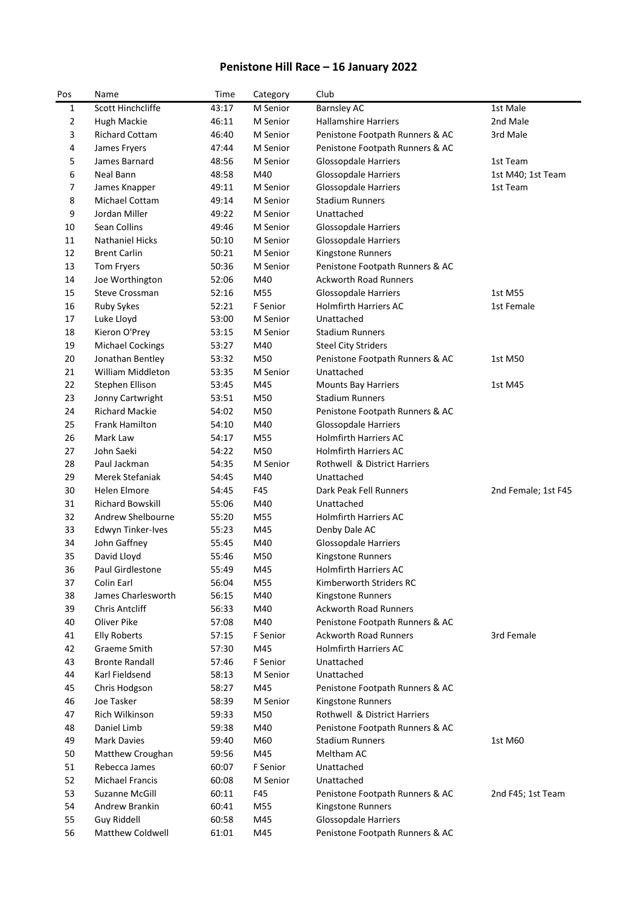# Penistone Hill Race – 16 January 2022

| Pos | Name | Time | Category | Club | |
|---|---|---|---|---|---|
| 1 | Scott Hinchcliffe | 43:17 | M Senior | Barnsley AC | 1st Male |
| 2 | Hugh Mackie | 46:11 | M Senior | Hallamshire Harriers | 2nd Male |
| 3 | Richard Cottam | 46:40 | M Senior | Penistone Footpath Runners & AC | 3rd Male |
| 4 | James Fryers | 47:44 | M Senior | Penistone Footpath Runners & AC | |
| 5 | James Barnard | 48:56 | M Senior | Glossopdale Harriers | 1st Team |
| 6 | Neal Bann | 48:58 | M40 | Glossopdale Harriers | 1st M40; 1st Team |
| 7 | James Knapper | 49:11 | M Senior | Glossopdale Harriers | 1st Team |
| 8 | Michael Cottam | 49:14 | M Senior | Stadium Runners | |
| 9 | Jordan Miller | 49:22 | M Senior | Unattached | |
| 10 | Sean Collins | 49:46 | M Senior | Glossopdale Harriers | |
| 11 | Nathaniel Hicks | 50:10 | M Senior | Glossopdale Harriers | |
| 12 | Brent Carlin | 50:21 | M Senior | Kingstone Runners | |
| 13 | Tom Fryers | 50:36 | M Senior | Penistone Footpath Runners & AC | |
| 14 | Joe Worthington | 52:06 | M40 | Ackworth Road Runners | |
| 15 | Steve Crossman | 52:16 | M55 | Glossopdale Harriers | 1st M55 |
| 16 | Ruby Sykes | 52:21 | F Senior | Holmfirth Harriers AC | 1st Female |
| 17 | Luke Lloyd | 53:00 | M Senior | Unattached | |
| 18 | Kieron O'Prey | 53:15 | M Senior | Stadium Runners | |
| 19 | Michael Cockings | 53:27 | M40 | Steel City Striders | |
| 20 | Jonathan Bentley | 53:32 | M50 | Penistone Footpath Runners & AC | 1st M50 |
| 21 | William Middleton | 53:35 | M Senior | Unattached | |
| 22 | Stephen Ellison | 53:45 | M45 | Mounts Bay Harriers | 1st M45 |
| 23 | Jonny Cartwright | 53:51 | M50 | Stadium Runners | |
| 24 | Richard Mackie | 54:02 | M50 | Penistone Footpath Runners & AC | |
| 25 | Frank Hamilton | 54:10 | M40 | Glossopdale Harriers | |
| 26 | Mark Law | 54:17 | M55 | Holmfirth Harriers AC | |
| 27 | John Saeki | 54:22 | M50 | Holmfirth Harriers AC | |
| 28 | Paul Jackman | 54:35 | M Senior | Rothwell & District Harriers | |
| 29 | Merek Stefaniak | 54:45 | M40 | Unattached | |
| 30 | Helen Elmore | 54:45 | F45 | Dark Peak Fell Runners | 2nd Female; 1st F45 |
| 31 | Richard Bowskill | 55:06 | M40 | Unattached | |
| 32 | Andrew Shelbourne | 55:20 | M55 | Holmfirth Harriers AC | |
| 33 | Edwyn Tinker-Ives | 55:23 | M45 | Denby Dale AC | |
| 34 | John Gaffney | 55:45 | M40 | Glossopdale Harriers | |
| 35 | David Lloyd | 55:46 | M50 | Kingstone Runners | |
| 36 | Paul Girdlestone | 55:49 | M45 | Holmfirth Harriers AC | |
| 37 | Colin Earl | 56:04 | M55 | Kimberworth Striders RC | |
| 38 | James Charlesworth | 56:15 | M40 | Kingstone Runners | |
| 39 | Chris Antcliff | 56:33 | M40 | Ackworth Road Runners | |
| 40 | Oliver Pike | 57:08 | M40 | Penistone Footpath Runners & AC | |
| 41 | Elly Roberts | 57:15 | F Senior | Ackworth Road Runners | 3rd Female |
| 42 | Graeme Smith | 57:30 | M45 | Holmfirth Harriers AC | |
| 43 | Bronte Randall | 57:46 | F Senior | Unattached | |
| 44 | Karl Fieldsend | 58:13 | M Senior | Unattached | |
| 45 | Chris Hodgson | 58:27 | M45 | Penistone Footpath Runners & AC | |
| 46 | Joe Tasker | 58:39 | M Senior | Kingstone Runners | |
| 47 | Rich Wilkinson | 59:33 | M50 | Rothwell & District Harriers | |
| 48 | Daniel Limb | 59:38 | M40 | Penistone Footpath Runners & AC | |
| 49 | Mark Davies | 59:40 | M60 | Stadium Runners | 1st M60 |
| 50 | Matthew Croughan | 59:56 | M45 | Meltham AC | |
| 51 | Rebecca James | 60:07 | F Senior | Unattached | |
| 52 | Michael Francis | 60:08 | M Senior | Unattached | |
| 53 | Suzanne McGill | 60:11 | F45 | Penistone Footpath Runners & AC | 2nd F45; 1st Team |
| 54 | Andrew Brankin | 60:41 | M55 | Kingstone Runners | |
| 55 | Guy Riddell | 60:58 | M45 | Glossopdale Harriers | |
| 56 | Matthew Coldwell | 61:01 | M45 | Penistone Footpath Runners & AC | |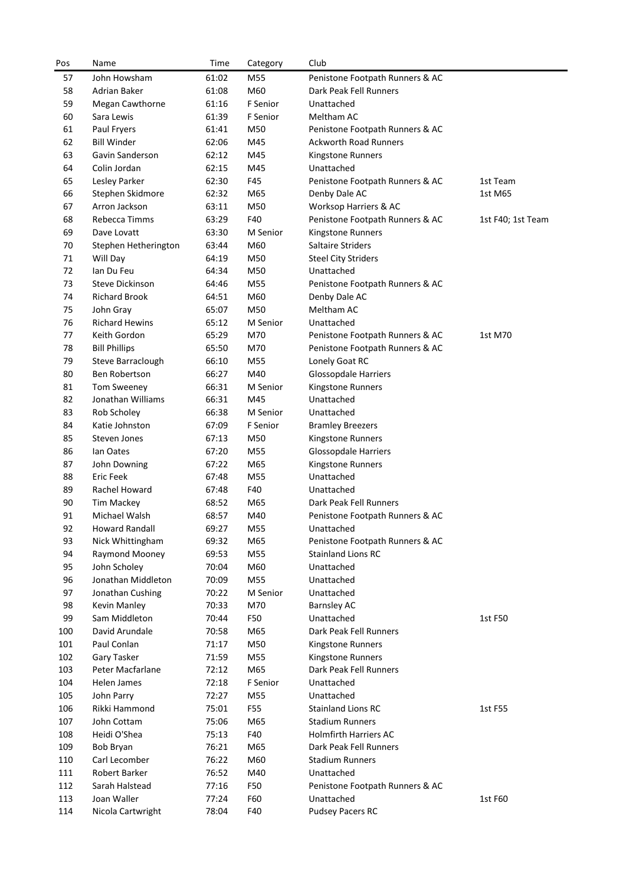| Pos | Name | Time | Category | Club | |
|---|---|---|---|---|---|
| 57 | John Howsham | 61:02 | M55 | Penistone Footpath Runners & AC | |
| 58 | Adrian Baker | 61:08 | M60 | Dark Peak Fell Runners | |
| 59 | Megan Cawthorne | 61:16 | F Senior | Unattached | |
| 60 | Sara Lewis | 61:39 | F Senior | Meltham AC | |
| 61 | Paul Fryers | 61:41 | M50 | Penistone Footpath Runners & AC | |
| 62 | Bill Winder | 62:06 | M45 | Ackworth Road Runners | |
| 63 | Gavin Sanderson | 62:12 | M45 | Kingstone Runners | |
| 64 | Colin Jordan | 62:15 | M45 | Unattached | |
| 65 | Lesley Parker | 62:30 | F45 | Penistone Footpath Runners & AC | 1st Team |
| 66 | Stephen Skidmore | 62:32 | M65 | Denby Dale AC | 1st M65 |
| 67 | Arron Jackson | 63:11 | M50 | Worksop Harriers & AC | |
| 68 | Rebecca Timms | 63:29 | F40 | Penistone Footpath Runners & AC | 1st F40; 1st Team |
| 69 | Dave Lovatt | 63:30 | M Senior | Kingstone Runners | |
| 70 | Stephen Hetherington | 63:44 | M60 | Saltaire Striders | |
| 71 | Will Day | 64:19 | M50 | Steel City Striders | |
| 72 | Ian Du Feu | 64:34 | M50 | Unattached | |
| 73 | Steve Dickinson | 64:46 | M55 | Penistone Footpath Runners & AC | |
| 74 | Richard Brook | 64:51 | M60 | Denby Dale AC | |
| 75 | John Gray | 65:07 | M50 | Meltham AC | |
| 76 | Richard Hewins | 65:12 | M Senior | Unattached | |
| 77 | Keith Gordon | 65:29 | M70 | Penistone Footpath Runners & AC | 1st M70 |
| 78 | Bill Phillips | 65:50 | M70 | Penistone Footpath Runners & AC | |
| 79 | Steve Barraclough | 66:10 | M55 | Lonely Goat RC | |
| 80 | Ben Robertson | 66:27 | M40 | Glossopdale Harriers | |
| 81 | Tom Sweeney | 66:31 | M Senior | Kingstone Runners | |
| 82 | Jonathan Williams | 66:31 | M45 | Unattached | |
| 83 | Rob Scholey | 66:38 | M Senior | Unattached | |
| 84 | Katie Johnston | 67:09 | F Senior | Bramley Breezers | |
| 85 | Steven Jones | 67:13 | M50 | Kingstone Runners | |
| 86 | Ian Oates | 67:20 | M55 | Glossopdale Harriers | |
| 87 | John Downing | 67:22 | M65 | Kingstone Runners | |
| 88 | Eric Feek | 67:48 | M55 | Unattached | |
| 89 | Rachel Howard | 67:48 | F40 | Unattached | |
| 90 | Tim Mackey | 68:52 | M65 | Dark Peak Fell Runners | |
| 91 | Michael Walsh | 68:57 | M40 | Penistone Footpath Runners & AC | |
| 92 | Howard Randall | 69:27 | M55 | Unattached | |
| 93 | Nick Whittingham | 69:32 | M65 | Penistone Footpath Runners & AC | |
| 94 | Raymond Mooney | 69:53 | M55 | Stainland Lions RC | |
| 95 | John Scholey | 70:04 | M60 | Unattached | |
| 96 | Jonathan Middleton | 70:09 | M55 | Unattached | |
| 97 | Jonathan Cushing | 70:22 | M Senior | Unattached | |
| 98 | Kevin Manley | 70:33 | M70 | Barnsley AC | |
| 99 | Sam Middleton | 70:44 | F50 | Unattached | 1st F50 |
| 100 | David Arundale | 70:58 | M65 | Dark Peak Fell Runners | |
| 101 | Paul Conlan | 71:17 | M50 | Kingstone Runners | |
| 102 | Gary Tasker | 71:59 | M55 | Kingstone Runners | |
| 103 | Peter Macfarlane | 72:12 | M65 | Dark Peak Fell Runners | |
| 104 | Helen James | 72:18 | F Senior | Unattached | |
| 105 | John Parry | 72:27 | M55 | Unattached | |
| 106 | Rikki Hammond | 75:01 | F55 | Stainland Lions RC | 1st F55 |
| 107 | John Cottam | 75:06 | M65 | Stadium Runners | |
| 108 | Heidi O'Shea | 75:13 | F40 | Holmfirth Harriers AC | |
| 109 | Bob Bryan | 76:21 | M65 | Dark Peak Fell Runners | |
| 110 | Carl Lecomber | 76:22 | M60 | Stadium Runners | |
| 111 | Robert Barker | 76:52 | M40 | Unattached | |
| 112 | Sarah Halstead | 77:16 | F50 | Penistone Footpath Runners & AC | |
| 113 | Joan Waller | 77:24 | F60 | Unattached | 1st F60 |
| 114 | Nicola Cartwright | 78:04 | F40 | Pudsey Pacers RC | |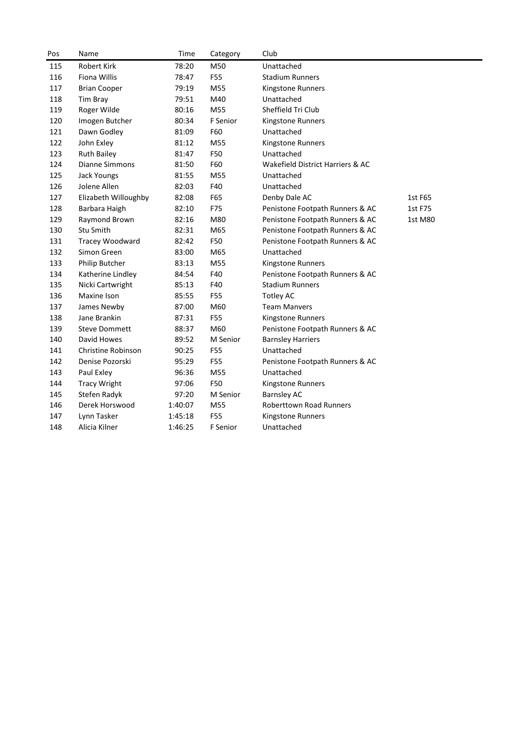| Pos | Name | Time | Category | Club | |
|---|---|---|---|---|---|
| 115 | Robert Kirk | 78:20 | M50 | Unattached | |
| 116 | Fiona Willis | 78:47 | F55 | Stadium Runners | |
| 117 | Brian Cooper | 79:19 | M55 | Kingstone Runners | |
| 118 | Tim Bray | 79:51 | M40 | Unattached | |
| 119 | Roger Wilde | 80:16 | M55 | Sheffield Tri Club | |
| 120 | Imogen Butcher | 80:34 | F Senior | Kingstone Runners | |
| 121 | Dawn Godley | 81:09 | F60 | Unattached | |
| 122 | John Exley | 81:12 | M55 | Kingstone Runners | |
| 123 | Ruth Bailey | 81:47 | F50 | Unattached | |
| 124 | Dianne Simmons | 81:50 | F60 | Wakefield District Harriers & AC | |
| 125 | Jack Youngs | 81:55 | M55 | Unattached | |
| 126 | Jolene Allen | 82:03 | F40 | Unattached | |
| 127 | Elizabeth Willoughby | 82:08 | F65 | Denby Dale AC | 1st F65 |
| 128 | Barbara Haigh | 82:10 | F75 | Penistone Footpath Runners & AC | 1st F75 |
| 129 | Raymond Brown | 82:16 | M80 | Penistone Footpath Runners & AC | 1st M80 |
| 130 | Stu Smith | 82:31 | M65 | Penistone Footpath Runners & AC | |
| 131 | Tracey Woodward | 82:42 | F50 | Penistone Footpath Runners & AC | |
| 132 | Simon Green | 83:00 | M65 | Unattached | |
| 133 | Philip Butcher | 83:13 | M55 | Kingstone Runners | |
| 134 | Katherine Lindley | 84:54 | F40 | Penistone Footpath Runners & AC | |
| 135 | Nicki Cartwright | 85:13 | F40 | Stadium Runners | |
| 136 | Maxine Ison | 85:55 | F55 | Totley AC | |
| 137 | James Newby | 87:00 | M60 | Team Manvers | |
| 138 | Jane Brankin | 87:31 | F55 | Kingstone Runners | |
| 139 | Steve Dommett | 88:37 | M60 | Penistone Footpath Runners & AC | |
| 140 | David Howes | 89:52 | M Senior | Barnsley Harriers | |
| 141 | Christine Robinson | 90:25 | F55 | Unattached | |
| 142 | Denise Pozorski | 95:29 | F55 | Penistone Footpath Runners & AC | |
| 143 | Paul Exley | 96:36 | M55 | Unattached | |
| 144 | Tracy Wright | 97:06 | F50 | Kingstone Runners | |
| 145 | Stefen Radyk | 97:20 | M Senior | Barnsley AC | |
| 146 | Derek Horswood | 1:40:07 | M55 | Roberttown Road Runners | |
| 147 | Lynn Tasker | 1:45:18 | F55 | Kingstone Runners | |
| 148 | Alicia Kilner | 1:46:25 | F Senior | Unattached | |